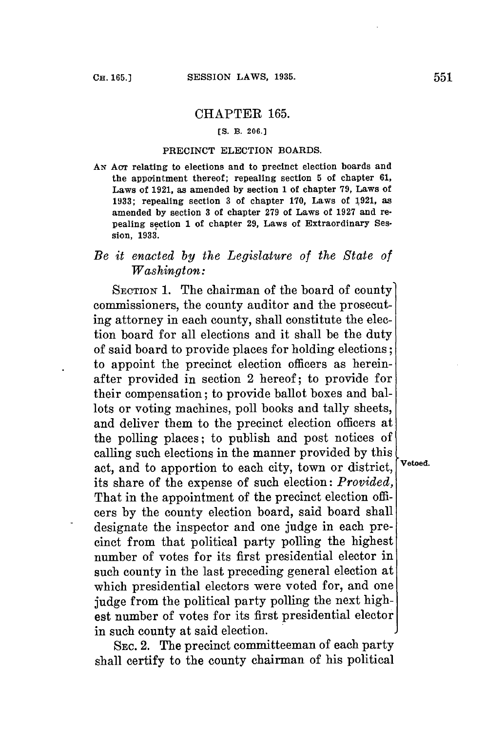## CHAPTER 165.

[S. B. 206.]

### PRECINCT ELECTION BOARDS.

AN ACT relating to elections and to precinct election boards and the appointment thereof; repealing section 5 of chapter 61, Laws of 1921, as amended by section 1 of chapter 79, Laws of 1933; repealing section 3 of chapter 170, Laws of 1921, as amended by section 3 of chapter 279 of Laws of 1927 and repealing section 1 of chapter 29, Laws of Extraordinary Session, 1933.

*Be it enacted by the Legislature of the State of Washington:*

SECTION 1. The chairman of the board of county commissioners, the county auditor and the prosecuting attorney in each county, shall constitute the election board for all elections and it shall be the duty of said board to provide places for holding elections; to appoint the precinct election officers as hereinafter provided in section 2 hereof; to provide for their compensation; to provide ballot boxes and ballots or voting machines, poll books and tally sheets, and deliver them to the precinct election officers at the polling places; to publish and post notices of calling such elections in the manner provided by this act, and to apportion to each city, town or district, its share of the expense of such election: *Provided,* That in the appointment of the precinct election officers by the county election board, said board shall designate the inspector and one judge in each precinct from that political party polling the highest number of votes for its first presidential elector in such county in the last preceding general election at which presidential electors were voted for, and one judge from the political party polling the next highest number of votes for its first presidential elector in such county at said election.

Vetoed.

SEC. 2. The precinct committeeman of each party shall certify to the county chairman of his political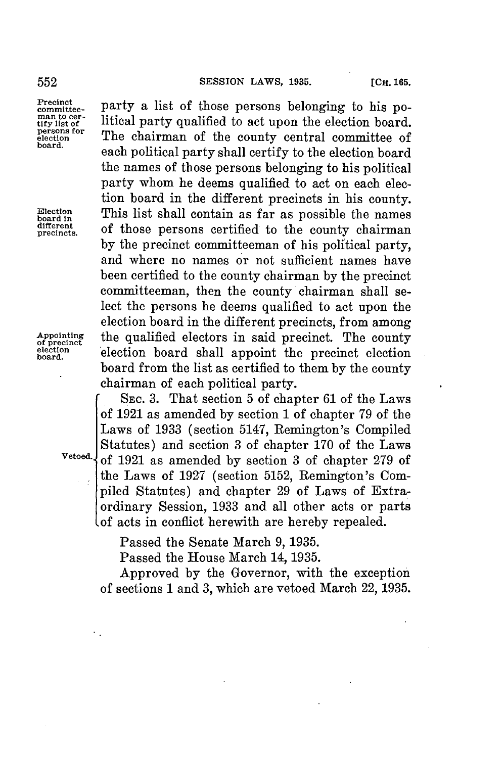party a list of those persons belonging to his political party qualified to act upon the election board. The chairman of the county central committee of each political party shall certify to the election board the names of those persons belonging to his political party whom he deems qualified to act on each election board in the different precincts in his county. This list shall contain as far as possible the names of those persons certified to the county chairman by the precinct committeeman of his political party, and where no names or not sufficient names have been certified to the county chairman by the precinct committeeman, then the county chairman shall select the persons he deems qualified to act upon the election board in the different precincts, from among the qualified electors in said precinct. The county election board shall appoint the precinct election board from the list as certified to them by the county chairman of each political party.

Precinct committeeman to certify list of persons for election board.

Election board in different precincts.

Appointing of precinct election board.

Vetoed. SEC. 3. That section 5 of chapter 61 of the Laws of 1921 as amended by section 1 of chapter 79 of the Laws of 1933 (section 5147, Remington's Compiled Statutes) and section 3 of chapter 170 of the Laws of 1921 as amended by section 3 of chapter 279 of the Laws of 1927 (section 5152, Remington's Compiled Statutes) and chapter 29 of Laws of Extraordinary Session, 1933 and all other acts or parts of acts in conflict herewith are hereby repealed.

Passed the Senate March 9, 1935.

Passed the House March 14, 1935.

Approved by the Governor, with the exception of sections 1 and 3, which are vetoed March 22, 1935.